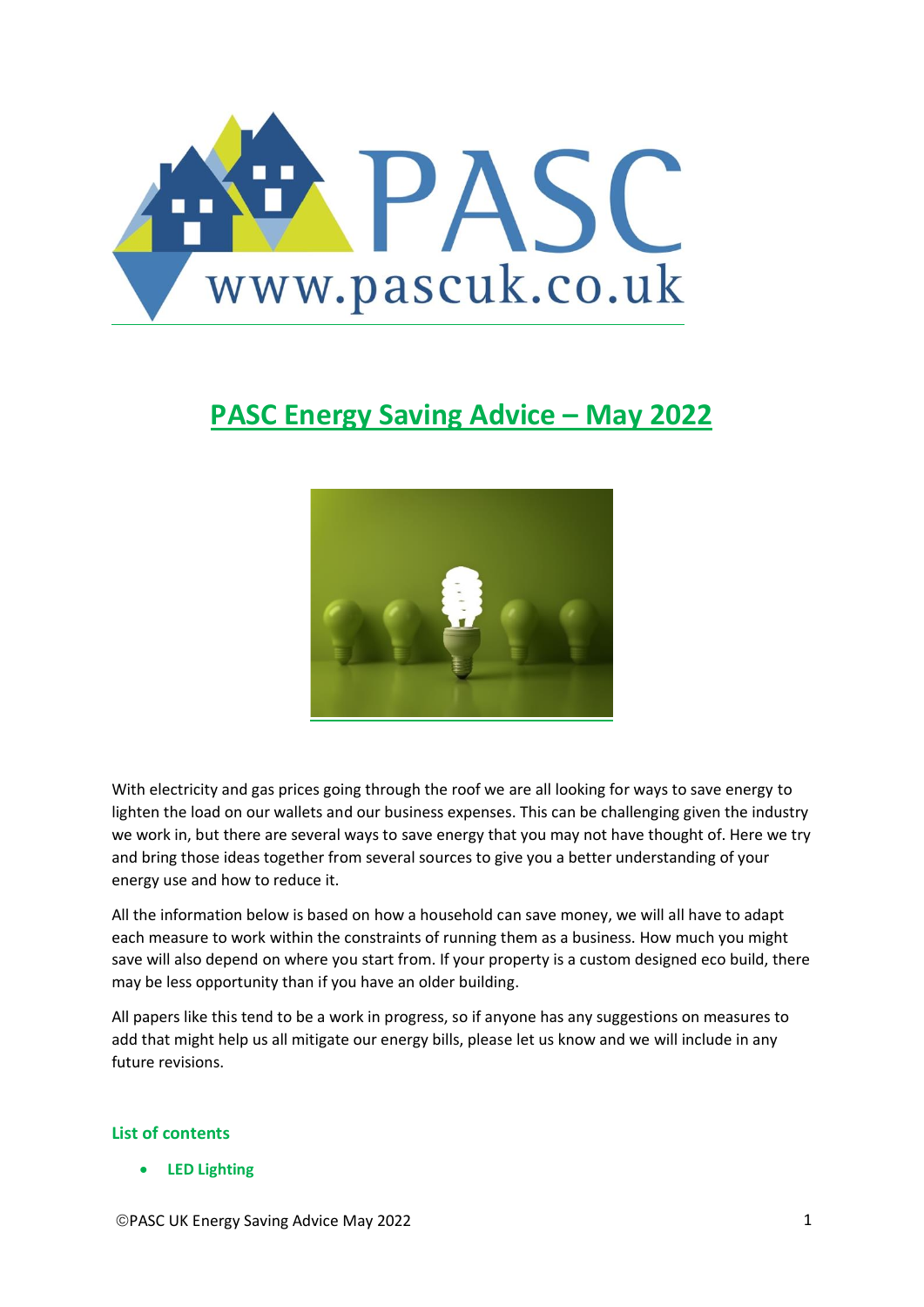# PASC Energy Saving Advice – May 2022

With electricity and gas prices going through the roof we are all looking for ways to save energy to lighten the load on our wallets and our business expenses. This can be challenging given the industry we work in, but there are several ways to save energy that you may not have thought of. Here we try and bring those ideas together from several sources to give you a better understanding of your energy use and how to reduce it.

All the information below is based on how a household can save money, we will all have to adapt each measure to work within the constraints of running them as a business. How much you might save will also depend on where you start from. If your property is a custom designed eco build, there may be less opportunity than if you have an older building.

All papers like this tend to be a work in progress, so if anyone has any suggestions on measures to add that might help us all mitigate our energy bills, please let us know and we will include in any future revisions.

### List of contents

- **LED Lighting**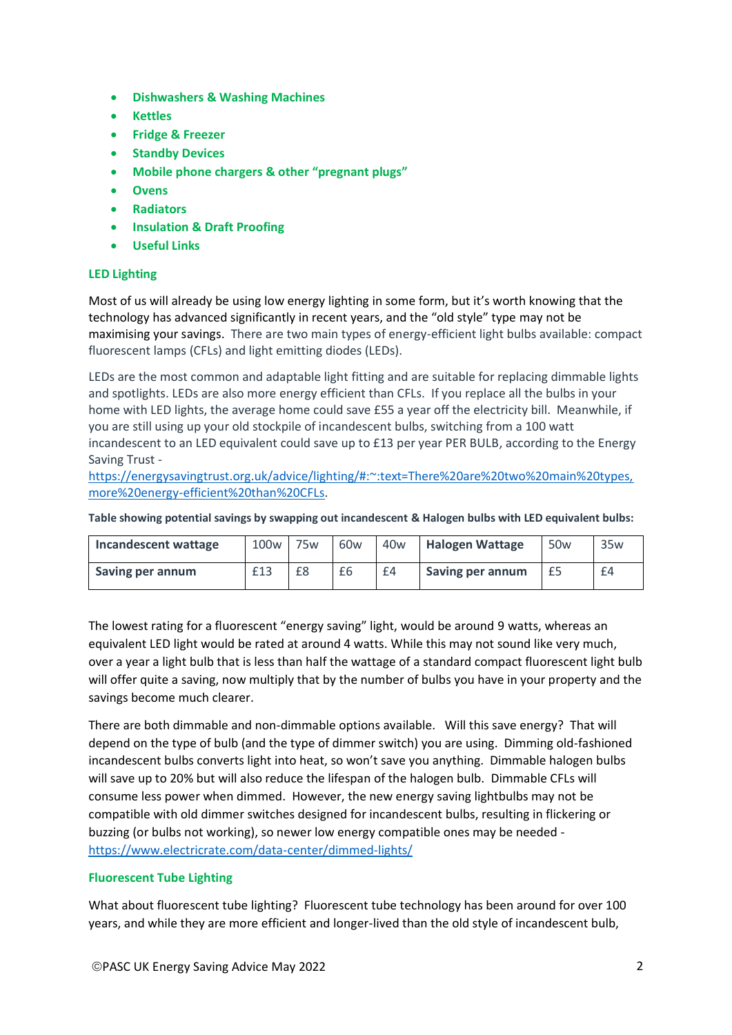- **Dishwashers & Washing Machines**
- **Kettles**
- **Fridge & Freezer**
- **Standby Devices**
- **Mobile phone chargers & other "pregnant plugs"**
- **Ovens**
- **Radiators**
- **Insulation & Draft Proofing**
- **Useful Links**

## LED Lighting

Most of us will already be using low energy lighting in some form, but it's worth knowing that the technology has advanced significantly in recent years, and the "old style" type may not be maximising your savings. There are two main types of energy-efficient light bulbs available: compact fluorescent lamps (CFLs) and light emitting diodes (LEDs).

LEDs are the most common and adaptable light fitting and are suitable for replacing dimmable lights and spotlights. LEDs are also more energy efficient than CFLs. If you replace all the bulbs in your home with LED lights, the average home could save £55 a year off the electricity bill. Meanwhile, if you are still using up your old stockpile of incandescent bulbs, switching from a 100 watt incandescent to an LED equivalent could save up to £13 per year PER BULB, according to the Energy Saving Trust - https://energysavingtrust.org.uk/advice/lighting/#:~:text=There%20are%20two%20main%20types,more%20energy-efficient%20than%20CFLs.

**Table showing potential savings by swapping out incandescent & Halogen bulbs with LED equivalent bulbs:**

| **Incandescent wattage** | 100w | 75w | 60w | 40w | **Halogen Wattage** | 50w | 35w |
|---|---|---|---|---|---|---|---|
| **Saving per annum** | £13 | £8 | £6 | £4 | **Saving per annum** | £5 | £4 |

The lowest rating for a fluorescent "energy saving" light, would be around 9 watts, whereas an equivalent LED light would be rated at around 4 watts. While this may not sound like very much, over a year a light bulb that is less than half the wattage of a standard compact fluorescent light bulb will offer quite a saving, now multiply that by the number of bulbs you have in your property and the savings become much clearer.

There are both dimmable and non-dimmable options available. Will this save energy? That will depend on the type of bulb (and the type of dimmer switch) you are using. Dimming old-fashioned incandescent bulbs converts light into heat, so won't save you anything. Dimmable halogen bulbs will save up to 20% but will also reduce the lifespan of the halogen bulb. Dimmable CFLs will consume less power when dimmed. However, the new energy saving lightbulbs may not be compatible with old dimmer switches designed for incandescent bulbs, resulting in flickering or buzzing (or bulbs not working), so newer low energy compatible ones may be needed - https://www.electricrate.com/data-center/dimmed-lights/

## Fluorescent Tube Lighting

What about fluorescent tube lighting? Fluorescent tube technology has been around for over 100 years, and while they are more efficient and longer-lived than the old style of incandescent bulb,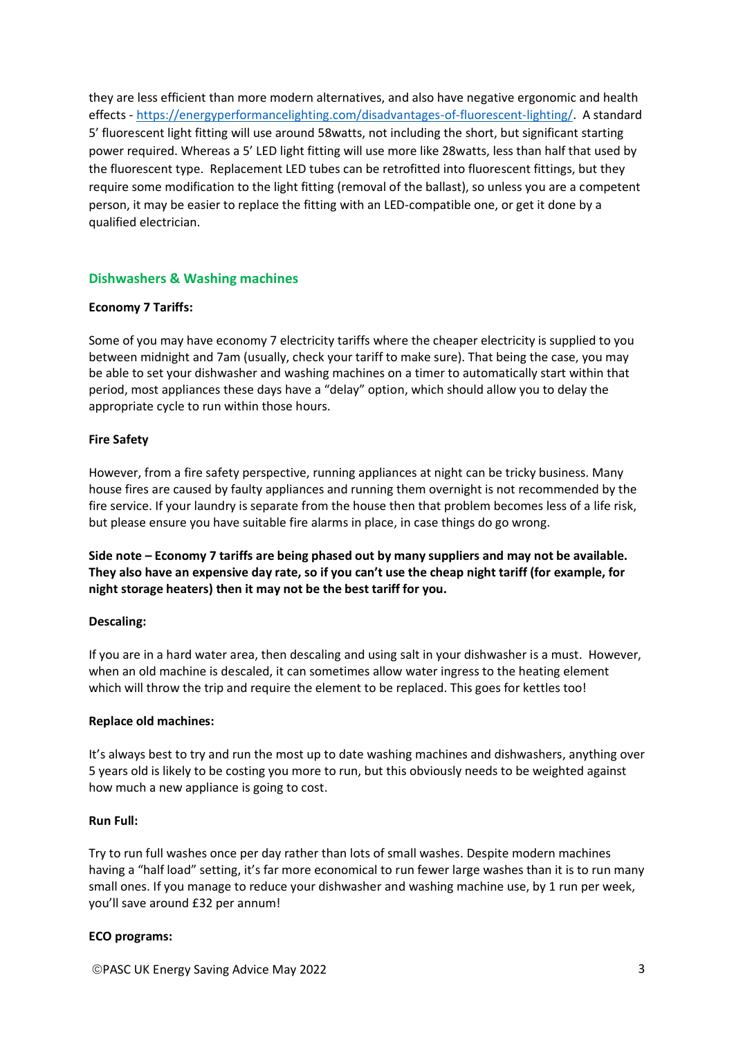they are less efficient than more modern alternatives, and also have negative ergonomic and health effects - https://energyperformancelighting.com/disadvantages-of-fluorescent-lighting/. A standard 5' fluorescent light fitting will use around 58watts, not including the short, but significant starting power required. Whereas a 5' LED light fitting will use more like 28watts, less than half that used by the fluorescent type. Replacement LED tubes can be retrofitted into fluorescent fittings, but they require some modification to the light fitting (removal of the ballast), so unless you are a competent person, it may be easier to replace the fitting with an LED-compatible one, or get it done by a qualified electrician.

## Dishwashers & Washing machines

**Economy 7 Tariffs:**

Some of you may have economy 7 electricity tariffs where the cheaper electricity is supplied to you between midnight and 7am (usually, check your tariff to make sure). That being the case, you may be able to set your dishwasher and washing machines on a timer to automatically start within that period, most appliances these days have a "delay" option, which should allow you to delay the appropriate cycle to run within those hours.

**Fire Safety**

However, from a fire safety perspective, running appliances at night can be tricky business. Many house fires are caused by faulty appliances and running them overnight is not recommended by the fire service. If your laundry is separate from the house then that problem becomes less of a life risk, but please ensure you have suitable fire alarms in place, in case things do go wrong.

**Side note – Economy 7 tariffs are being phased out by many suppliers and may not be available. They also have an expensive day rate, so if you can't use the cheap night tariff (for example, for night storage heaters) then it may not be the best tariff for you.**

**Descaling:**

If you are in a hard water area, then descaling and using salt in your dishwasher is a must. However, when an old machine is descaled, it can sometimes allow water ingress to the heating element which will throw the trip and require the element to be replaced. This goes for kettles too!

**Replace old machines:**

It's always best to try and run the most up to date washing machines and dishwashers, anything over 5 years old is likely to be costing you more to run, but this obviously needs to be weighted against how much a new appliance is going to cost.

**Run Full:**

Try to run full washes once per day rather than lots of small washes. Despite modern machines having a "half load" setting, it's far more economical to run fewer large washes than it is to run many small ones. If you manage to reduce your dishwasher and washing machine use, by 1 run per week, you'll save around £32 per annum!

**ECO programs:**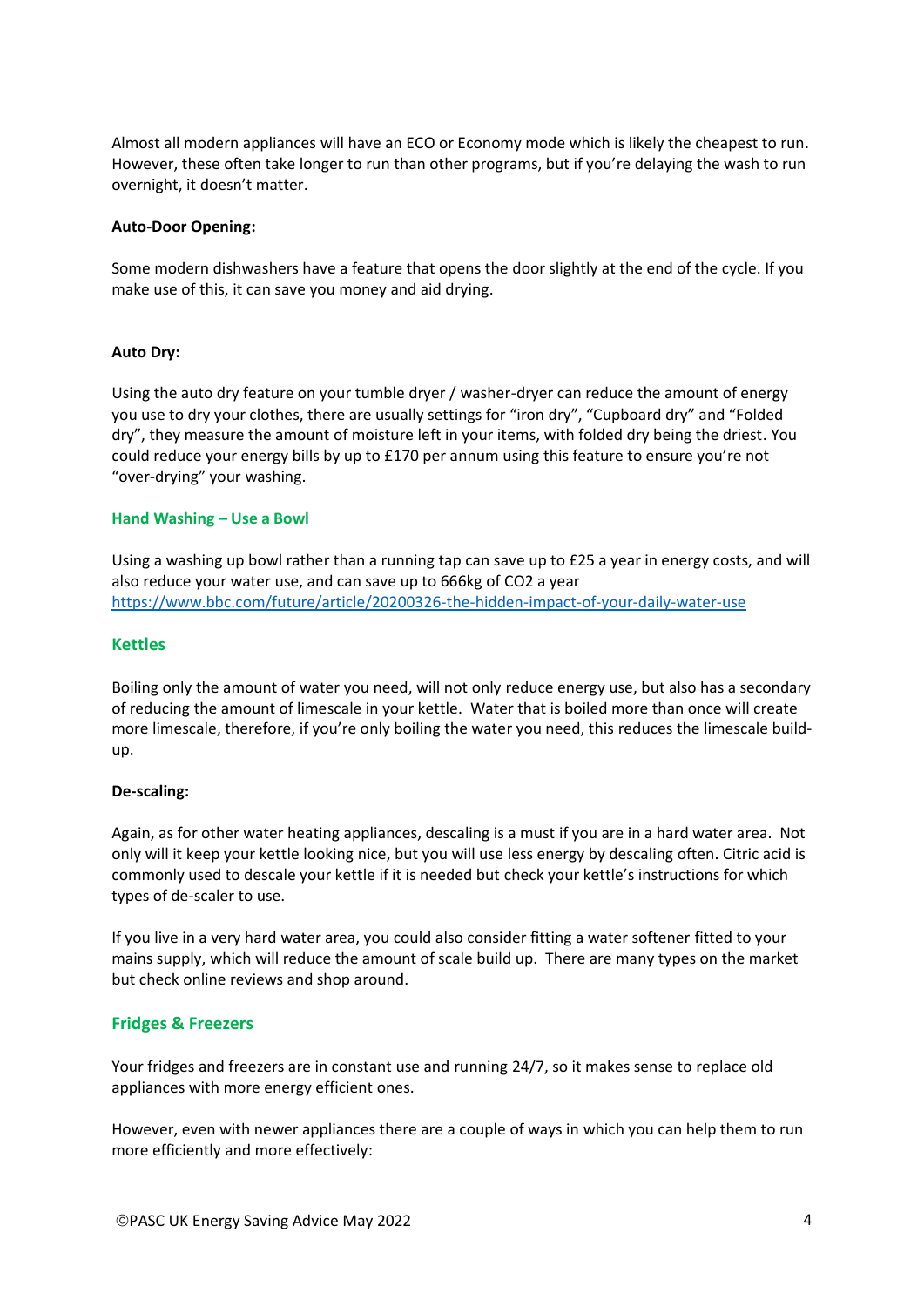Almost all modern appliances will have an ECO or Economy mode which is likely the cheapest to run. However, these often take longer to run than other programs, but if you're delaying the wash to run overnight, it doesn't matter.

**Auto-Door Opening:**

Some modern dishwashers have a feature that opens the door slightly at the end of the cycle. If you make use of this, it can save you money and aid drying.

**Auto Dry:**

Using the auto dry feature on your tumble dryer / washer-dryer can reduce the amount of energy you use to dry your clothes, there are usually settings for "iron dry", "Cupboard dry" and "Folded dry", they measure the amount of moisture left in your items, with folded dry being the driest. You could reduce your energy bills by up to £170 per annum using this feature to ensure you're not "over-drying" your washing.

### Hand Washing – Use a Bowl

Using a washing up bowl rather than a running tap can save up to £25 a year in energy costs, and will also reduce your water use, and can save up to 666kg of $CO_2$ a year
https://www.bbc.com/future/article/20200326-the-hidden-impact-of-your-daily-water-use

## Kettles

Boiling only the amount of water you need, will not only reduce energy use, but also has a secondary of reducing the amount of limescale in your kettle. Water that is boiled more than once will create more limescale, therefore, if you're only boiling the water you need, this reduces the limescale build-up.

**De-scaling:**

Again, as for other water heating appliances, descaling is a must if you are in a hard water area. Not only will it keep your kettle looking nice, but you will use less energy by descaling often. Citric acid is commonly used to descale your kettle if it is needed but check your kettle's instructions for which types of de-scaler to use.

If you live in a very hard water area, you could also consider fitting a water softener fitted to your mains supply, which will reduce the amount of scale build up. There are many types on the market but check online reviews and shop around.

## Fridges & Freezers

Your fridges and freezers are in constant use and running 24/7, so it makes sense to replace old appliances with more energy efficient ones.

However, even with newer appliances there are a couple of ways in which you can help them to run more efficiently and more effectively: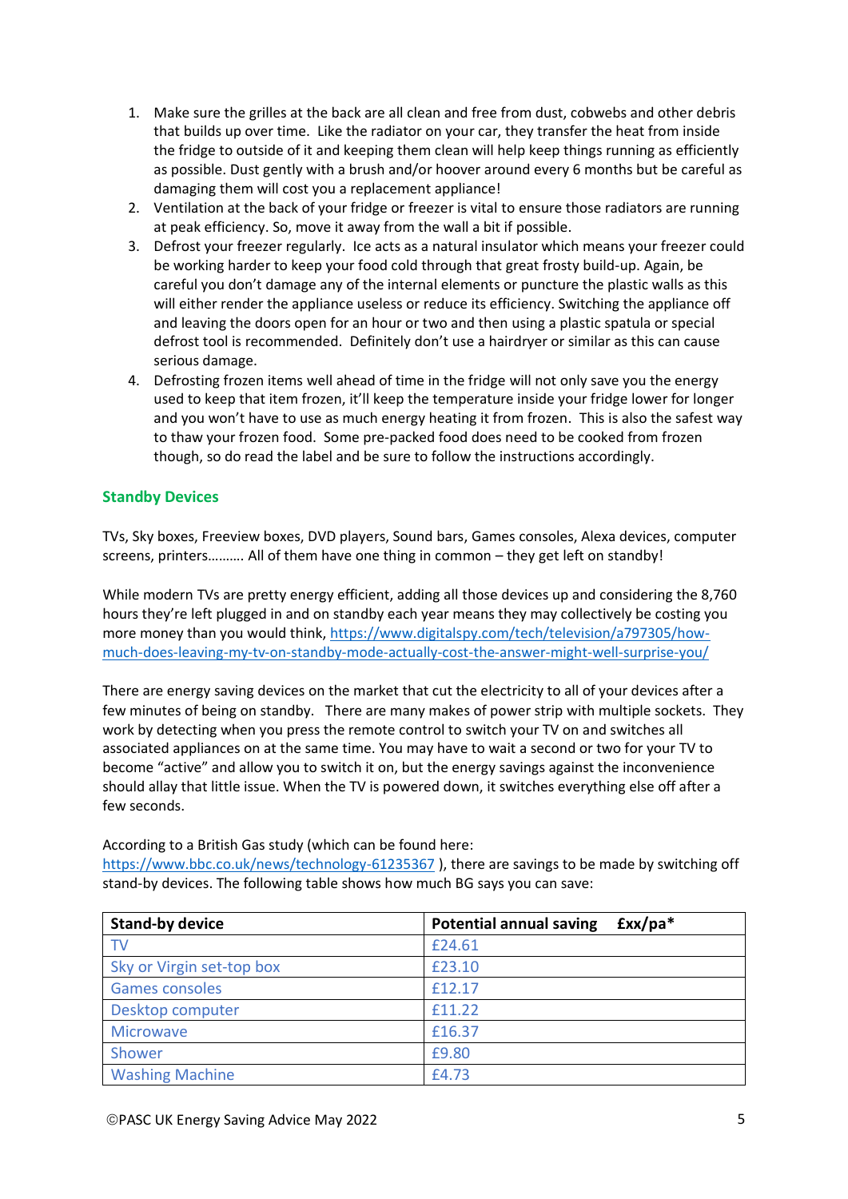1. Make sure the grilles at the back are all clean and free from dust, cobwebs and other debris that builds up over time. Like the radiator on your car, they transfer the heat from inside the fridge to outside of it and keeping them clean will help keep things running as efficiently as possible. Dust gently with a brush and/or hoover around every 6 months but be careful as damaging them will cost you a replacement appliance!
2. Ventilation at the back of your fridge or freezer is vital to ensure those radiators are running at peak efficiency. So, move it away from the wall a bit if possible.
3. Defrost your freezer regularly. Ice acts as a natural insulator which means your freezer could be working harder to keep your food cold through that great frosty build-up. Again, be careful you don't damage any of the internal elements or puncture the plastic walls as this will either render the appliance useless or reduce its efficiency. Switching the appliance off and leaving the doors open for an hour or two and then using a plastic spatula or special defrost tool is recommended. Definitely don't use a hairdryer or similar as this can cause serious damage.
4. Defrosting frozen items well ahead of time in the fridge will not only save you the energy used to keep that item frozen, it'll keep the temperature inside your fridge lower for longer and you won't have to use as much energy heating it from frozen. This is also the safest way to thaw your frozen food. Some pre-packed food does need to be cooked from frozen though, so do read the label and be sure to follow the instructions accordingly.

## Standby Devices

TVs, Sky boxes, Freeview boxes, DVD players, Sound bars, Games consoles, Alexa devices, computer screens, printers……… All of them have one thing in common – they get left on standby!

While modern TVs are pretty energy efficient, adding all those devices up and considering the 8,760 hours they're left plugged in and on standby each year means they may collectively be costing you more money than you would think, https://www.digitalspy.com/tech/television/a797305/how-much-does-leaving-my-tv-on-standby-mode-actually-cost-the-answer-might-well-surprise-you/

There are energy saving devices on the market that cut the electricity to all of your devices after a few minutes of being on standby. There are many makes of power strip with multiple sockets. They work by detecting when you press the remote control to switch your TV on and switches all associated appliances on at the same time. You may have to wait a second or two for your TV to become "active" and allow you to switch it on, but the energy savings against the inconvenience should allay that little issue. When the TV is powered down, it switches everything else off after a few seconds.

According to a British Gas study (which can be found here: https://www.bbc.co.uk/news/technology-61235367 ), there are savings to be made by switching off stand-by devices. The following table shows how much BG says you can save:

| Stand-by device | Potential annual saving £xx/pa* |
|---|---|
| TV | £24.61 |
| Sky or Virgin set-top box | £23.10 |
| Games consoles | £12.17 |
| Desktop computer | £11.22 |
| Microwave | £16.37 |
| Shower | £9.80 |
| Washing Machine | £4.73 |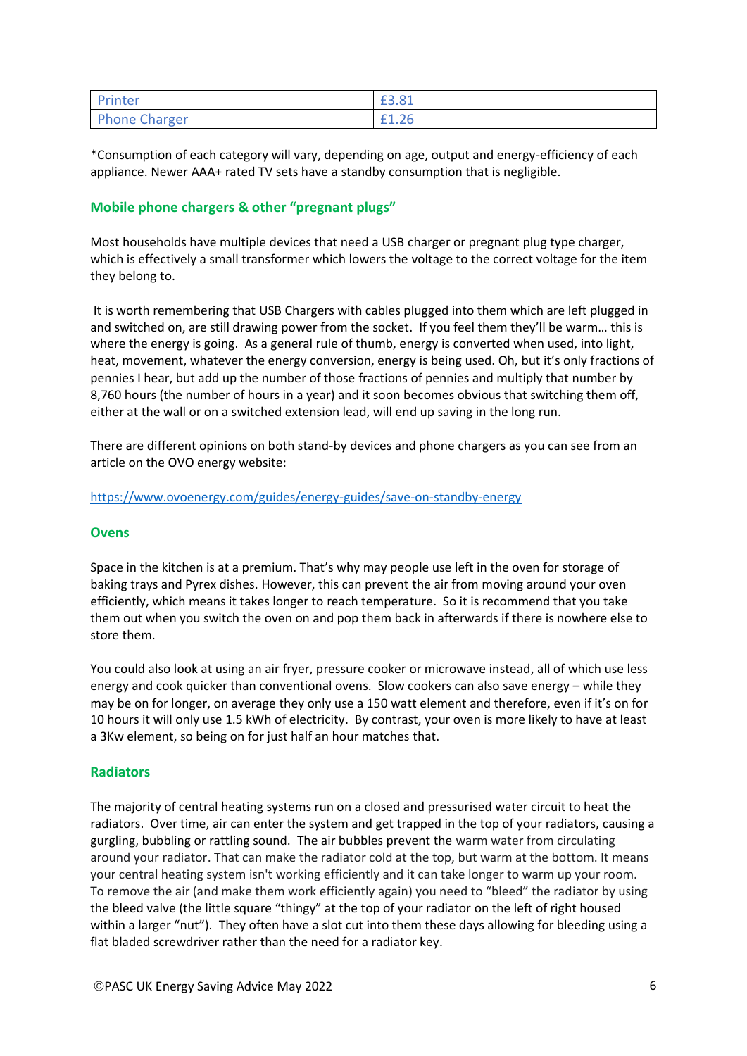| Printer | £3.81 |
|---|---|
| Phone Charger | £1.26 |

*Consumption of each category will vary, depending on age, output and energy-efficiency of each appliance. Newer AAA+ rated TV sets have a standby consumption that is negligible.

### Mobile phone chargers & other "pregnant plugs"

Most households have multiple devices that need a USB charger or pregnant plug type charger, which is effectively a small transformer which lowers the voltage to the correct voltage for the item they belong to.

It is worth remembering that USB Chargers with cables plugged into them which are left plugged in and switched on, are still drawing power from the socket. If you feel them they'll be warm… this is where the energy is going. As a general rule of thumb, energy is converted when used, into light, heat, movement, whatever the energy conversion, energy is being used. Oh, but it's only fractions of pennies I hear, but add up the number of those fractions of pennies and multiply that number by 8,760 hours (the number of hours in a year) and it soon becomes obvious that switching them off, either at the wall or on a switched extension lead, will end up saving in the long run.

There are different opinions on both stand-by devices and phone chargers as you can see from an article on the OVO energy website:

https://www.ovoenergy.com/guides/energy-guides/save-on-standby-energy

### Ovens

Space in the kitchen is at a premium. That's why may people use left in the oven for storage of baking trays and Pyrex dishes. However, this can prevent the air from moving around your oven efficiently, which means it takes longer to reach temperature. So it is recommend that you take them out when you switch the oven on and pop them back in afterwards if there is nowhere else to store them.

You could also look at using an air fryer, pressure cooker or microwave instead, all of which use less energy and cook quicker than conventional ovens. Slow cookers can also save energy – while they may be on for longer, on average they only use a 150 watt element and therefore, even if it's on for 10 hours it will only use 1.5 kWh of electricity. By contrast, your oven is more likely to have at least a 3Kw element, so being on for just half an hour matches that.

### Radiators

The majority of central heating systems run on a closed and pressurised water circuit to heat the radiators. Over time, air can enter the system and get trapped in the top of your radiators, causing a gurgling, bubbling or rattling sound. The air bubbles prevent the warm water from circulating around your radiator. That can make the radiator cold at the top, but warm at the bottom. It means your central heating system isn't working efficiently and it can take longer to warm up your room. To remove the air (and make them work efficiently again) you need to "bleed" the radiator by using the bleed valve (the little square "thingy" at the top of your radiator on the left of right housed within a larger "nut"). They often have a slot cut into them these days allowing for bleeding using a flat bladed screwdriver rather than the need for a radiator key.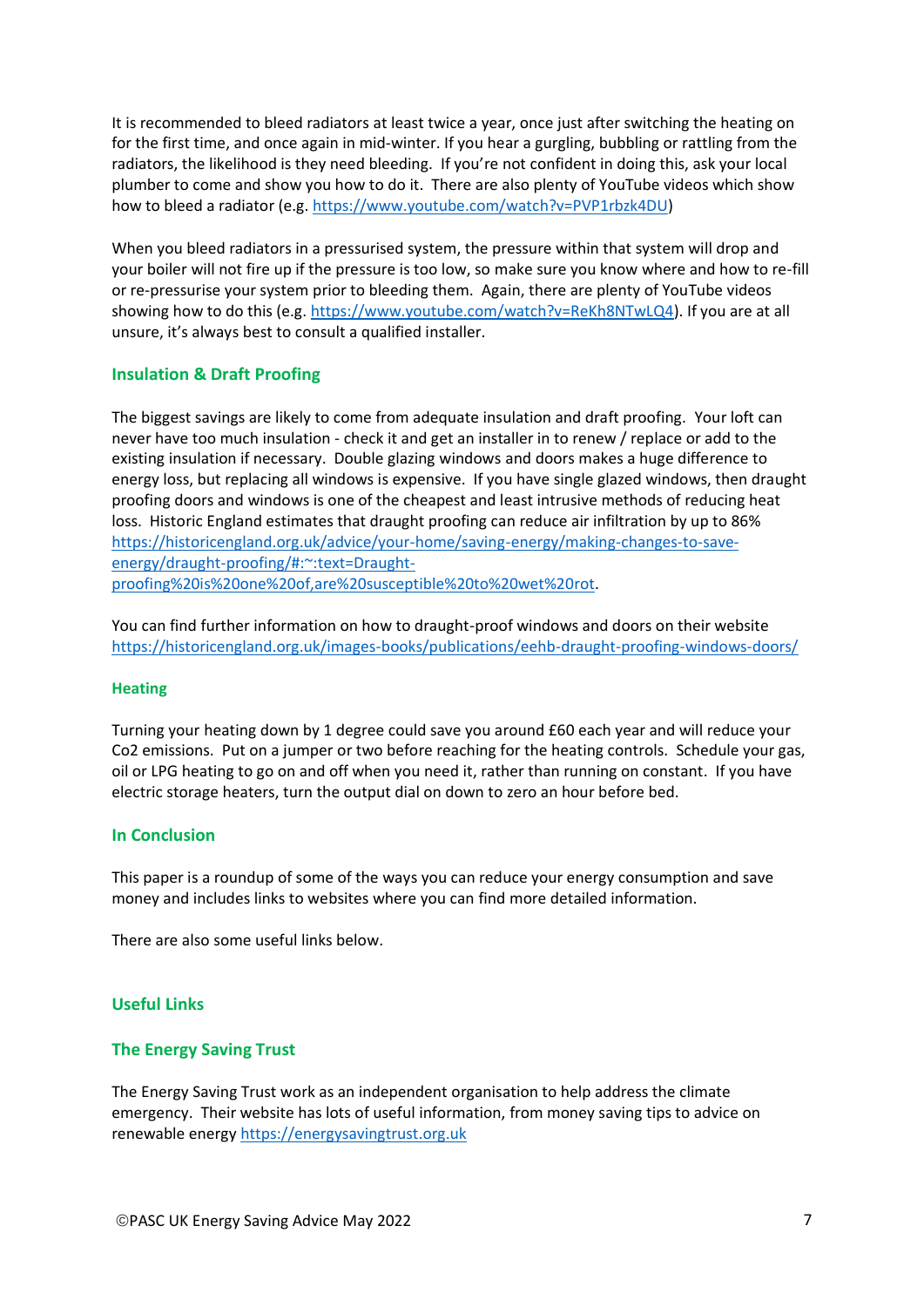It is recommended to bleed radiators at least twice a year, once just after switching the heating on for the first time, and once again in mid-winter. If you hear a gurgling, bubbling or rattling from the radiators, the likelihood is they need bleeding. If you're not confident in doing this, ask your local plumber to come and show you how to do it. There are also plenty of YouTube videos which show how to bleed a radiator (e.g. https://www.youtube.com/watch?v=PVP1rbzk4DU)

When you bleed radiators in a pressurised system, the pressure within that system will drop and your boiler will not fire up if the pressure is too low, so make sure you know where and how to re-fill or re-pressurise your system prior to bleeding them. Again, there are plenty of YouTube videos showing how to do this (e.g. https://www.youtube.com/watch?v=ReKh8NTwLQ4). If you are at all unsure, it's always best to consult a qualified installer.

### Insulation & Draft Proofing

The biggest savings are likely to come from adequate insulation and draft proofing. Your loft can never have too much insulation - check it and get an installer in to renew / replace or add to the existing insulation if necessary. Double glazing windows and doors makes a huge difference to energy loss, but replacing all windows is expensive. If you have single glazed windows, then draught proofing doors and windows is one of the cheapest and least intrusive methods of reducing heat loss. Historic England estimates that draught proofing can reduce air infiltration by up to 86% https://historicengland.org.uk/advice/your-home/saving-energy/making-changes-to-save-energy/draught-proofing/#:~:text=Draught-proofing%20is%20one%20of,are%20susceptible%20to%20wet%20rot.

You can find further information on how to draught-proof windows and doors on their website https://historicengland.org.uk/images-books/publications/eehb-draught-proofing-windows-doors/

### Heating

Turning your heating down by 1 degree could save you around £60 each year and will reduce your Co2 emissions. Put on a jumper or two before reaching for the heating controls. Schedule your gas, oil or LPG heating to go on and off when you need it, rather than running on constant. If you have electric storage heaters, turn the output dial on down to zero an hour before bed.

### In Conclusion

This paper is a roundup of some of the ways you can reduce your energy consumption and save money and includes links to websites where you can find more detailed information.

There are also some useful links below.

### Useful Links

### The Energy Saving Trust

The Energy Saving Trust work as an independent organisation to help address the climate emergency. Their website has lots of useful information, from money saving tips to advice on renewable energy https://energysavingtrust.org.uk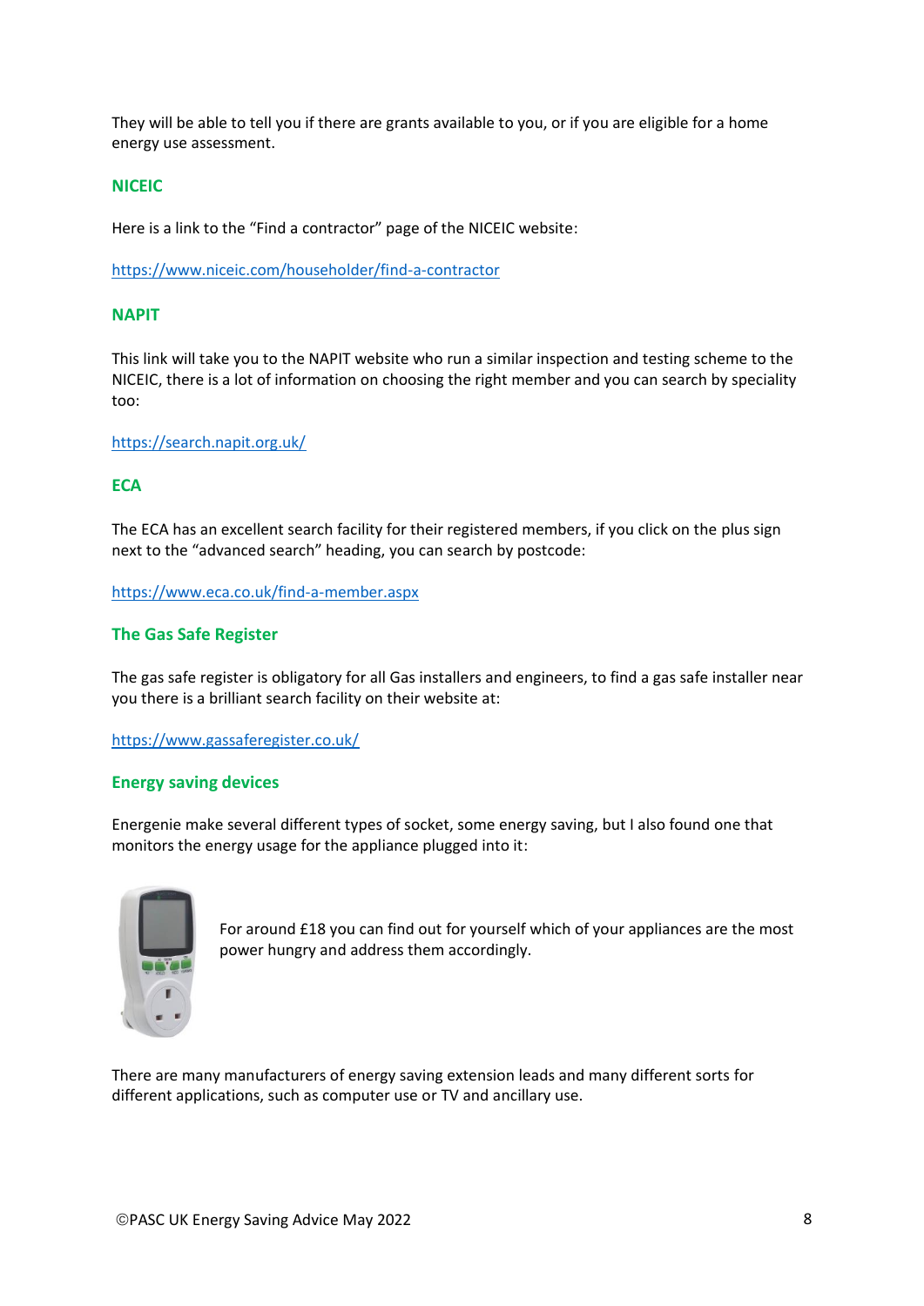They will be able to tell you if there are grants available to you, or if you are eligible for a home energy use assessment.

### NICEIC

Here is a link to the "Find a contractor" page of the NICEIC website:

https://www.niceic.com/householder/find-a-contractor

### NAPIT

This link will take you to the NAPIT website who run a similar inspection and testing scheme to the NICEIC, there is a lot of information on choosing the right member and you can search by speciality too:

https://search.napit.org.uk/

### ECA

The ECA has an excellent search facility for their registered members, if you click on the plus sign next to the "advanced search" heading, you can search by postcode:

https://www.eca.co.uk/find-a-member.aspx

### The Gas Safe Register

The gas safe register is obligatory for all Gas installers and engineers, to find a gas safe installer near you there is a brilliant search facility on their website at:

https://www.gassaferegister.co.uk/

### Energy saving devices

Energenie make several different types of socket, some energy saving, but I also found one that monitors the energy usage for the appliance plugged into it:

For around £18 you can find out for yourself which of your appliances are the most power hungry and address them accordingly.

There are many manufacturers of energy saving extension leads and many different sorts for different applications, such as computer use or TV and ancillary use.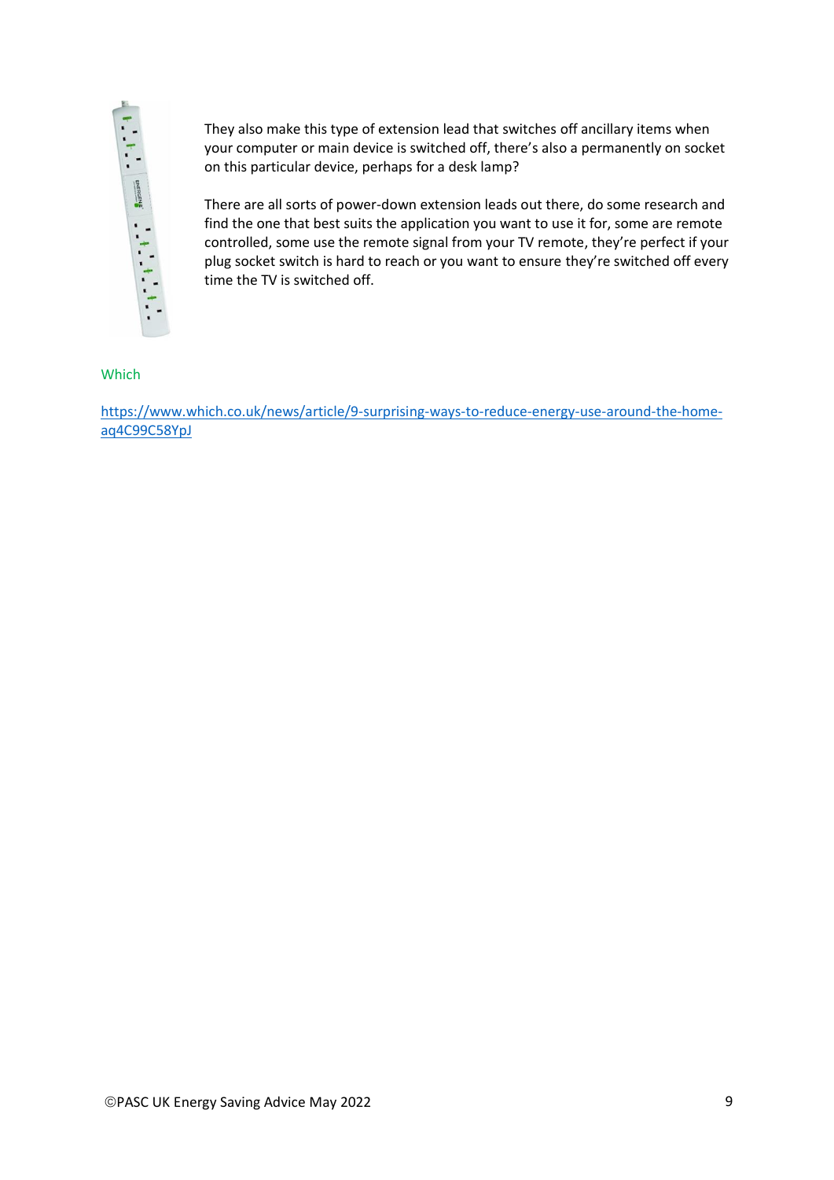They also make this type of extension lead that switches off ancillary items when your computer or main device is switched off, there's also a permanently on socket on this particular device, perhaps for a desk lamp?

There are all sorts of power-down extension leads out there, do some research and find the one that best suits the application you want to use it for, some are remote controlled, some use the remote signal from your TV remote, they're perfect if your plug socket switch is hard to reach or you want to ensure they're switched off every time the TV is switched off.

Which

https://www.which.co.uk/news/article/9-surprising-ways-to-reduce-energy-use-around-the-home-aq4C99C58YpJ

©PASC UK Energy Saving Advice May 2022